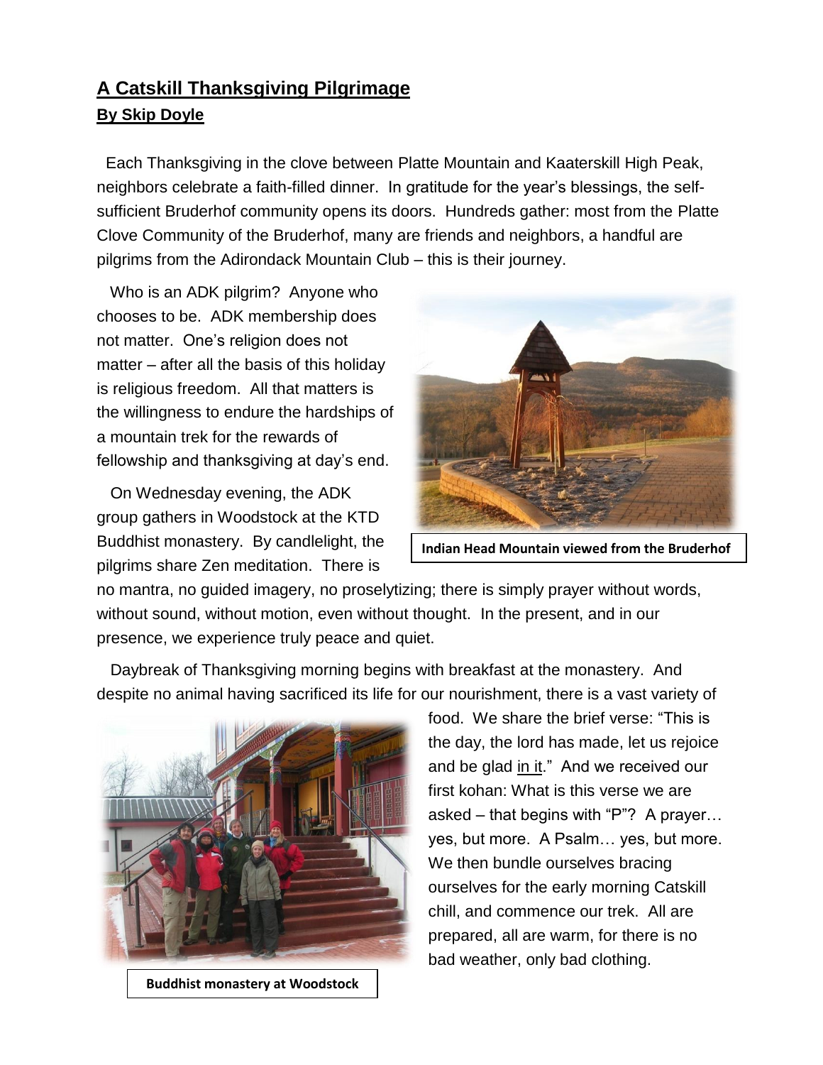## A Catskill Thanksgiving Pilgrimage

**By Skip Doyle**

Each Thanksgiving in the clove between Platte Mountain and Kaaterskill High Peak, neighbors celebrate a faith-filled dinner. In gratitude for the year's blessings, the self-sufficient Bruderhof community opens its doors. Hundreds gather: most from the Platte Clove Community of the Bruderhof, many are friends and neighbors, a handful are pilgrims from the Adirondack Mountain Club – this is their journey.

Who is an ADK pilgrim? Anyone who chooses to be. ADK membership does not matter. One's religion does not matter – after all the basis of this holiday is religious freedom. All that matters is the willingness to endure the hardships of a mountain trek for the rewards of fellowship and thanksgiving at day's end.

Indian Head Mountain viewed from the Bruderhof

On Wednesday evening, the ADK group gathers in Woodstock at the KTD Buddhist monastery. By candlelight, the pilgrims share Zen meditation. There is no mantra, no guided imagery, no proselytizing; there is simply prayer without words, without sound, without motion, even without thought. In the present, and in our presence, we experience truly peace and quiet.

Daybreak of Thanksgiving morning begins with breakfast at the monastery. And despite no animal having sacrificed its life for our nourishment, there is a vast variety of food. We share the brief verse: "This is the day, the lord has made, let us rejoice and be glad in it." And we received our first kohan: What is this verse we are asked – that begins with "P"? A prayer… yes, but more. A Psalm… yes, but more. We then bundle ourselves bracing ourselves for the early morning Catskill chill, and commence our trek. All are prepared, all are warm, for there is no bad weather, only bad clothing.

Buddhist monastery at Woodstock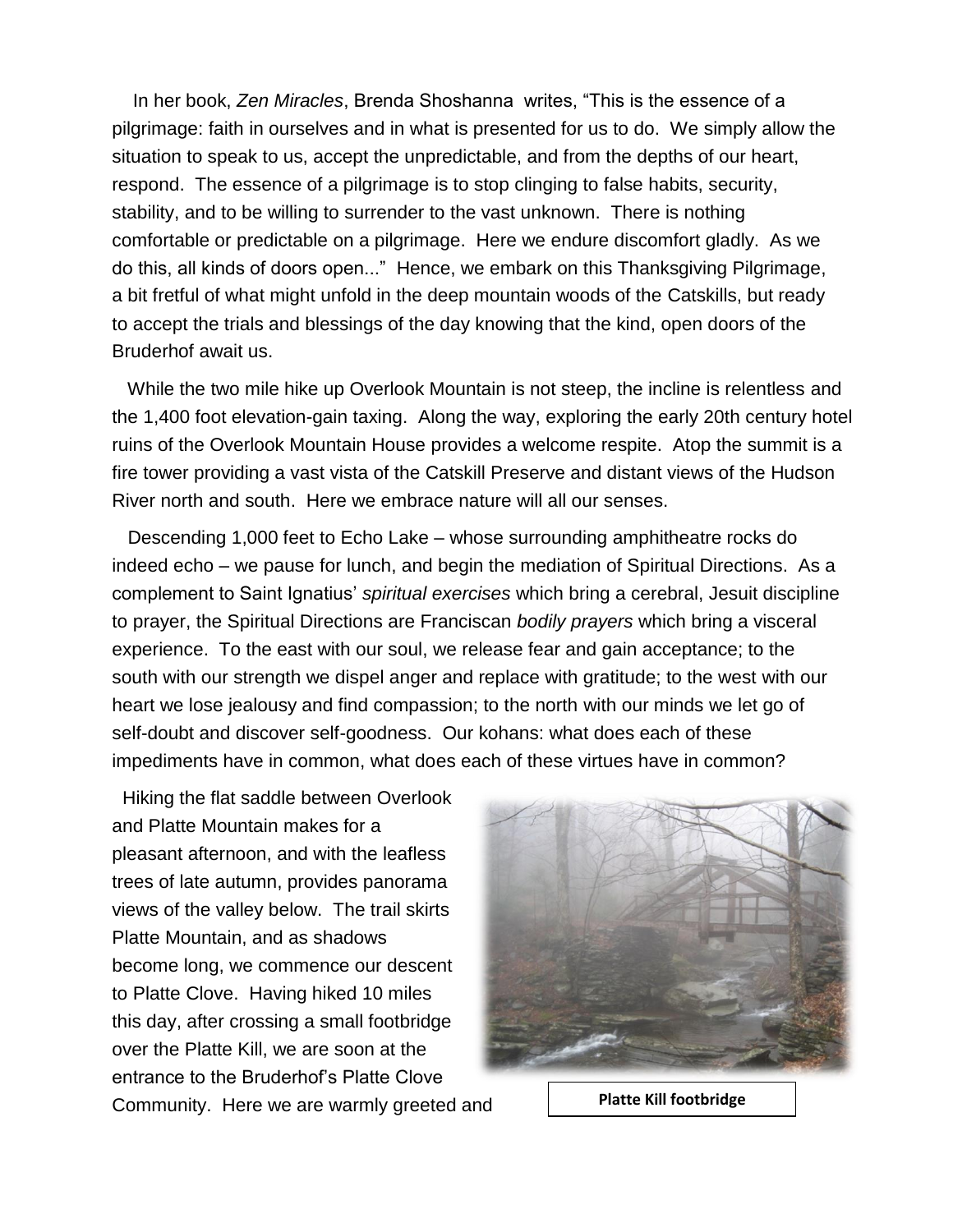In her book, *Zen Miracles*, Brenda Shoshanna writes, "This is the essence of a pilgrimage: faith in ourselves and in what is presented for us to do. We simply allow the situation to speak to us, accept the unpredictable, and from the depths of our heart, respond. The essence of a pilgrimage is to stop clinging to false habits, security, stability, and to be willing to surrender to the vast unknown. There is nothing comfortable or predictable on a pilgrimage. Here we endure discomfort gladly. As we do this, all kinds of doors open..." Hence, we embark on this Thanksgiving Pilgrimage, a bit fretful of what might unfold in the deep mountain woods of the Catskills, but ready to accept the trials and blessings of the day knowing that the kind, open doors of the Bruderhof await us.

While the two mile hike up Overlook Mountain is not steep, the incline is relentless and the 1,400 foot elevation-gain taxing. Along the way, exploring the early 20th century hotel ruins of the Overlook Mountain House provides a welcome respite. Atop the summit is a fire tower providing a vast vista of the Catskill Preserve and distant views of the Hudson River north and south. Here we embrace nature will all our senses.

Descending 1,000 feet to Echo Lake – whose surrounding amphitheatre rocks do indeed echo – we pause for lunch, and begin the mediation of Spiritual Directions. As a complement to Saint Ignatius' *spiritual exercises* which bring a cerebral, Jesuit discipline to prayer, the Spiritual Directions are Franciscan *bodily prayers* which bring a visceral experience. To the east with our soul, we release fear and gain acceptance; to the south with our strength we dispel anger and replace with gratitude; to the west with our heart we lose jealousy and find compassion; to the north with our minds we let go of self-doubt and discover self-goodness. Our kohans: what does each of these impediments have in common, what does each of these virtues have in common?

Hiking the flat saddle between Overlook and Platte Mountain makes for a pleasant afternoon, and with the leafless trees of late autumn, provides panorama views of the valley below. The trail skirts Platte Mountain, and as shadows become long, we commence our descent to Platte Clove. Having hiked 10 miles this day, after crossing a small footbridge over the Platte Kill, we are soon at the entrance to the Bruderhof's Platte Clove Community. Here we are warmly greeted and

**Platte Kill footbridge**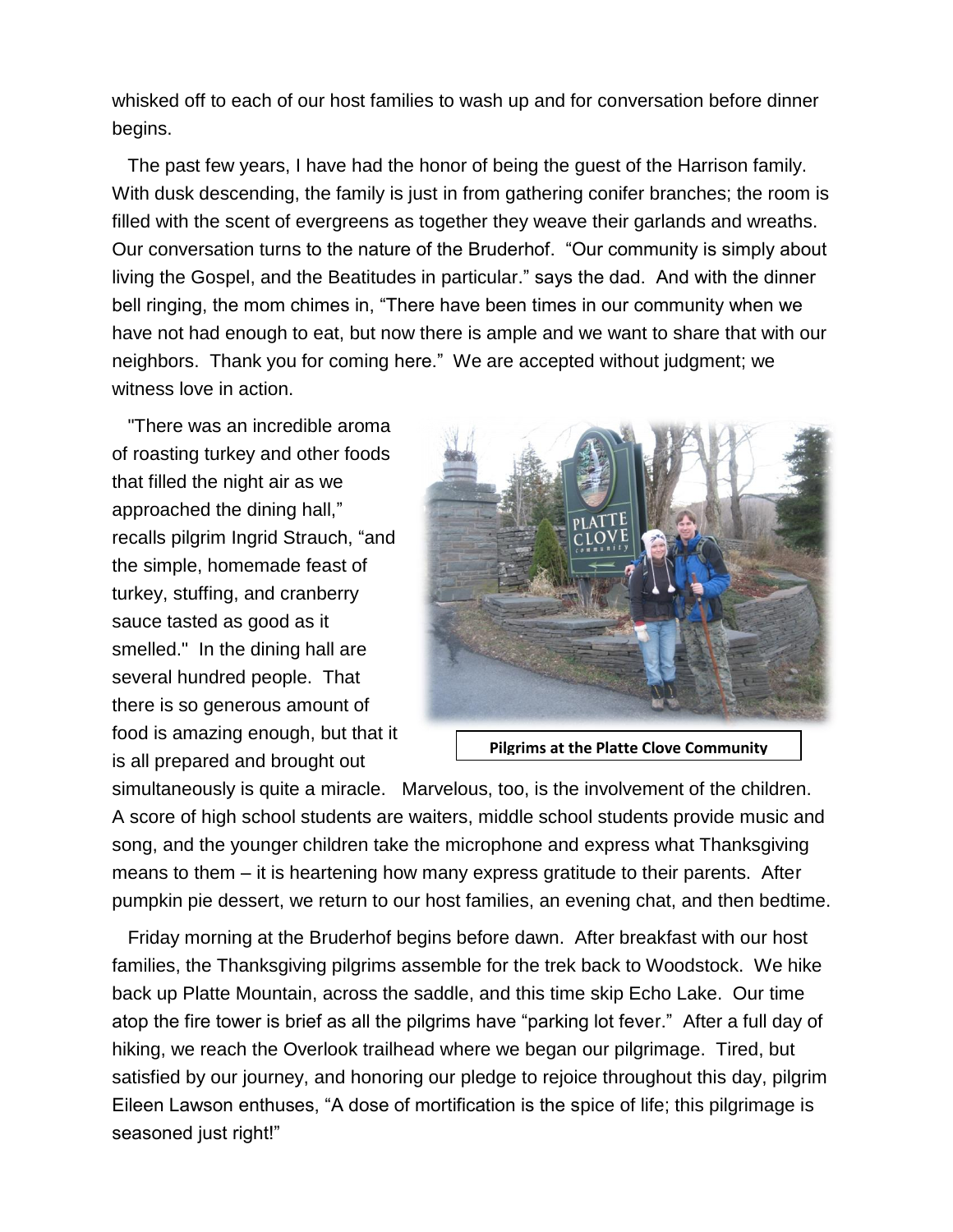whisked off to each of our host families to wash up and for conversation before dinner begins.

The past few years, I have had the honor of being the guest of the Harrison family. With dusk descending, the family is just in from gathering conifer branches; the room is filled with the scent of evergreens as together they weave their garlands and wreaths. Our conversation turns to the nature of the Bruderhof. "Our community is simply about living the Gospel, and the Beatitudes in particular." says the dad. And with the dinner bell ringing, the mom chimes in, "There have been times in our community when we have not had enough to eat, but now there is ample and we want to share that with our neighbors. Thank you for coming here." We are accepted without judgment; we witness love in action.

"There was an incredible aroma of roasting turkey and other foods that filled the night air as we approached the dining hall," recalls pilgrim Ingrid Strauch, "and the simple, homemade feast of turkey, stuffing, and cranberry sauce tasted as good as it smelled." In the dining hall are several hundred people. That there is so generous amount of food is amazing enough, but that it is all prepared and brought out simultaneously is quite a miracle. Marvelous, too, is the involvement of the children. A score of high school students are waiters, middle school students provide music and song, and the younger children take the microphone and express what Thanksgiving means to them – it is heartening how many express gratitude to their parents. After pumpkin pie dessert, we return to our host families, an evening chat, and then bedtime.

**Pilgrims at the Platte Clove Community**

Friday morning at the Bruderhof begins before dawn. After breakfast with our host families, the Thanksgiving pilgrims assemble for the trek back to Woodstock. We hike back up Platte Mountain, across the saddle, and this time skip Echo Lake. Our time atop the fire tower is brief as all the pilgrims have "parking lot fever." After a full day of hiking, we reach the Overlook trailhead where we began our pilgrimage. Tired, but satisfied by our journey, and honoring our pledge to rejoice throughout this day, pilgrim Eileen Lawson enthuses, "A dose of mortification is the spice of life; this pilgrimage is seasoned just right!"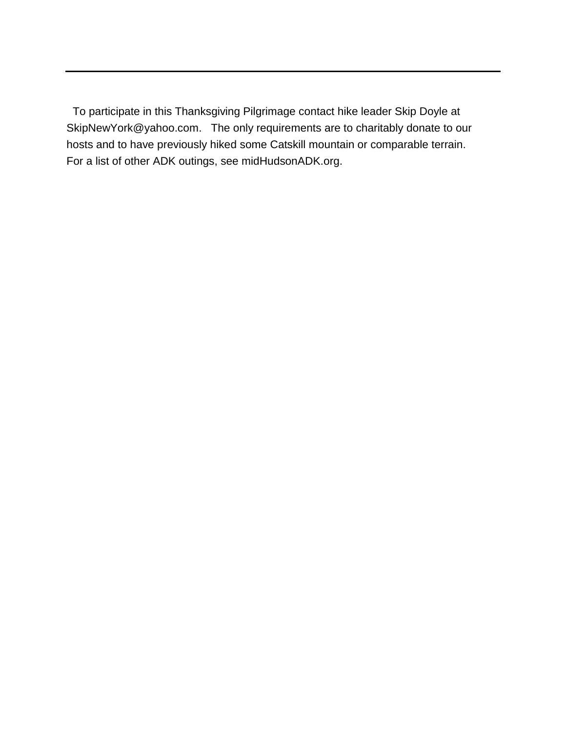---

To participate in this Thanksgiving Pilgrimage contact hike leader Skip Doyle at SkipNewYork@yahoo.com. The only requirements are to charitably donate to our hosts and to have previously hiked some Catskill mountain or comparable terrain. For a list of other ADK outings, see midHudsonADK.org.